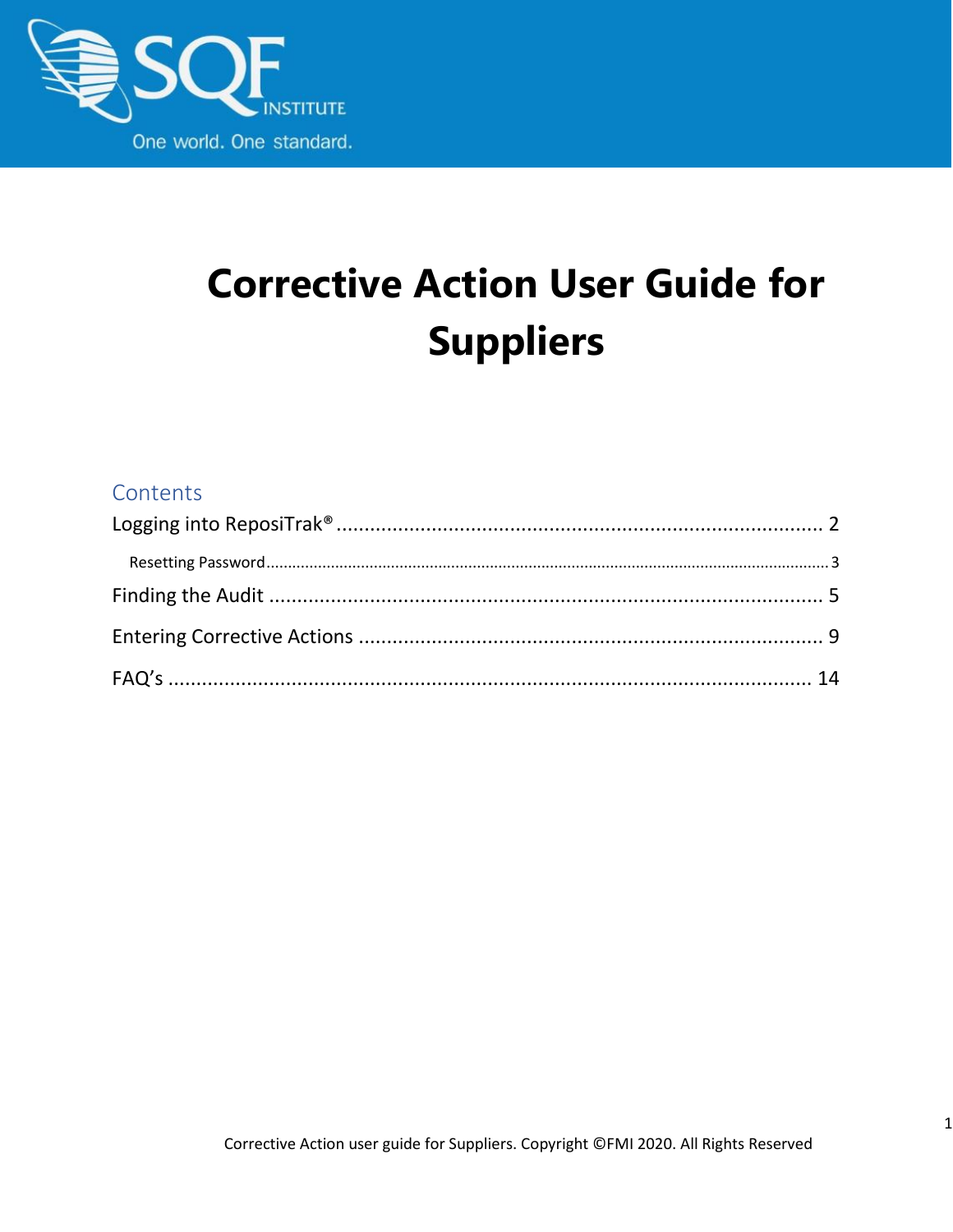SQF INSTITUTE

One world. One standard.

# Corrective Action User Guide for Suppliers

## Contents

Logging into ReposiTrak® ........................................ 2

Resetting Password ........................................ 3

Finding the Audit ........................................ 5

Entering Corrective Actions ........................................ 9

FAQ's ........................................ 14

Corrective Action user guide for Suppliers. Copyright ©FMI 2020. All Rights Reserved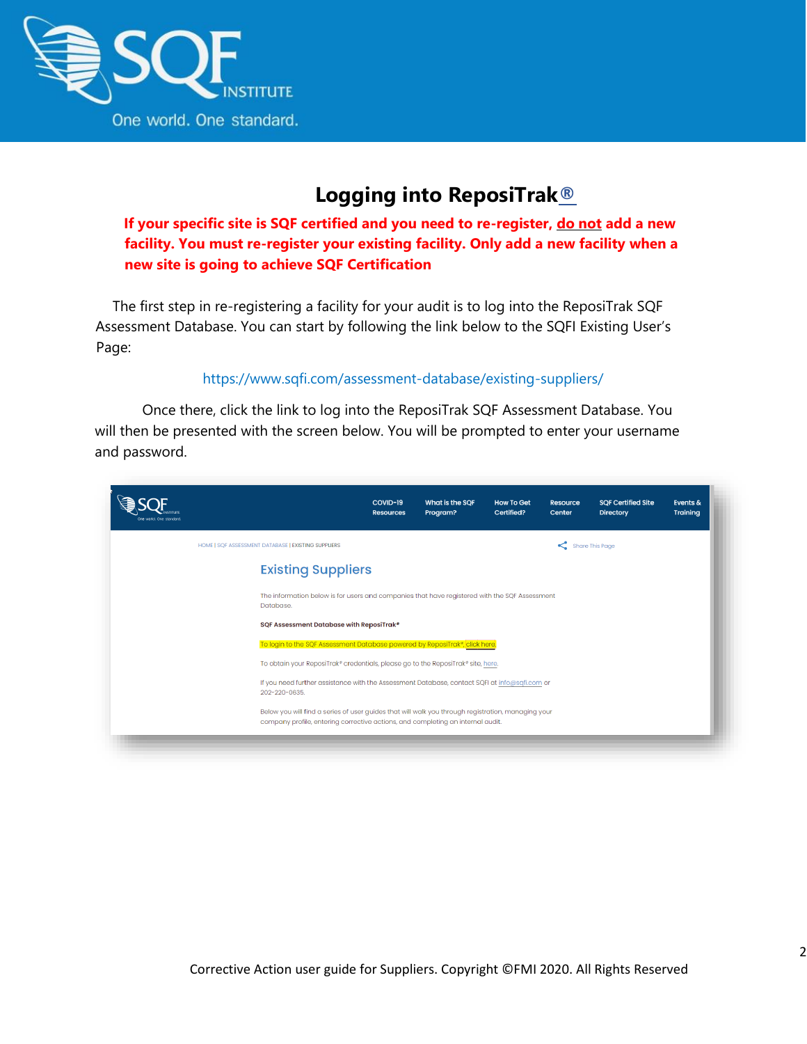# Logging into ReposiTrak®

**If your specific site is SQF certified and you need to re-register, do not add a new facility. You must re-register your existing facility. Only add a new facility when a new site is going to achieve SQF Certification**

The first step in re-registering a facility for your audit is to log into the ReposiTrak SQF Assessment Database. You can start by following the link below to the SQFI Existing User's Page:

https://www.sqfi.com/assessment-database/existing-suppliers/

Once there, click the link to log into the ReposiTrak SQF Assessment Database. You will then be presented with the screen below. You will be prompted to enter your username and password.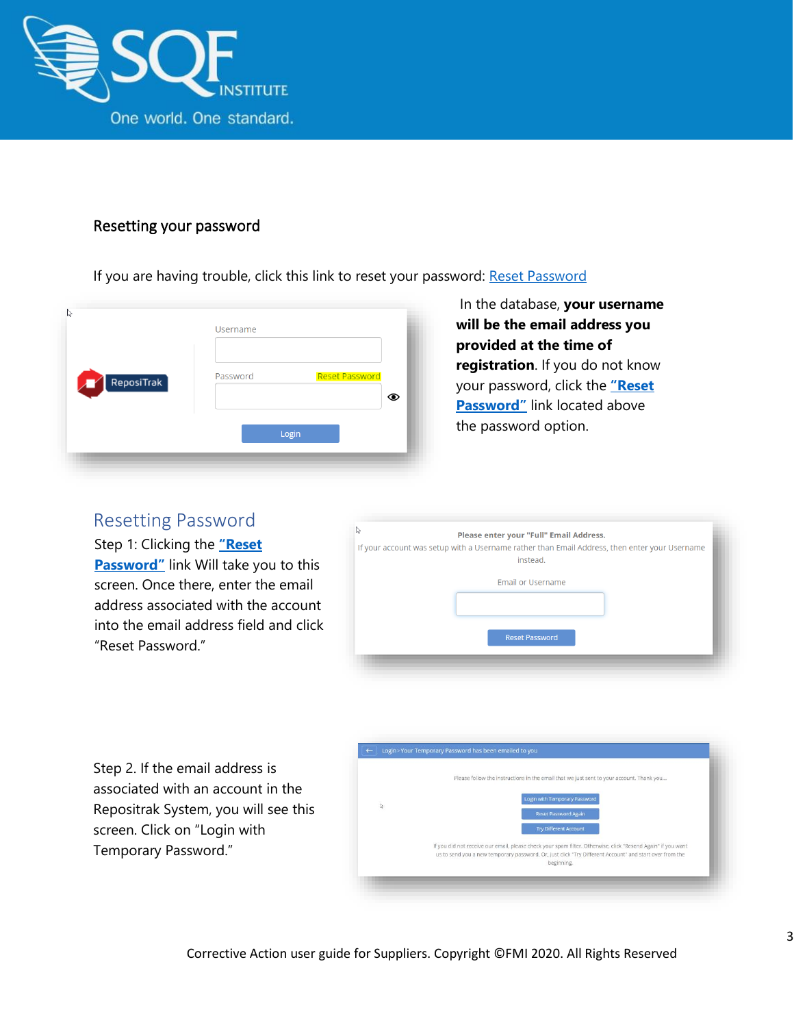## Resetting your password

If you are having trouble, click this link to reset your password: [Reset Password]

In the database, **your username will be the email address you provided at the time of registration**. If you do not know your password, click the **"Reset Password"** link located above the password option.

## Resetting Password

Step 1: Clicking the **"Reset Password"** link Will take you to this screen. Once there, enter the email address associated with the account into the email address field and click "Reset Password."

Step 2. If the email address is associated with an account in the Repositrak System, you will see this screen. Click on "Login with Temporary Password."

Corrective Action user guide for Suppliers. Copyright ©FMI 2020. All Rights Reserved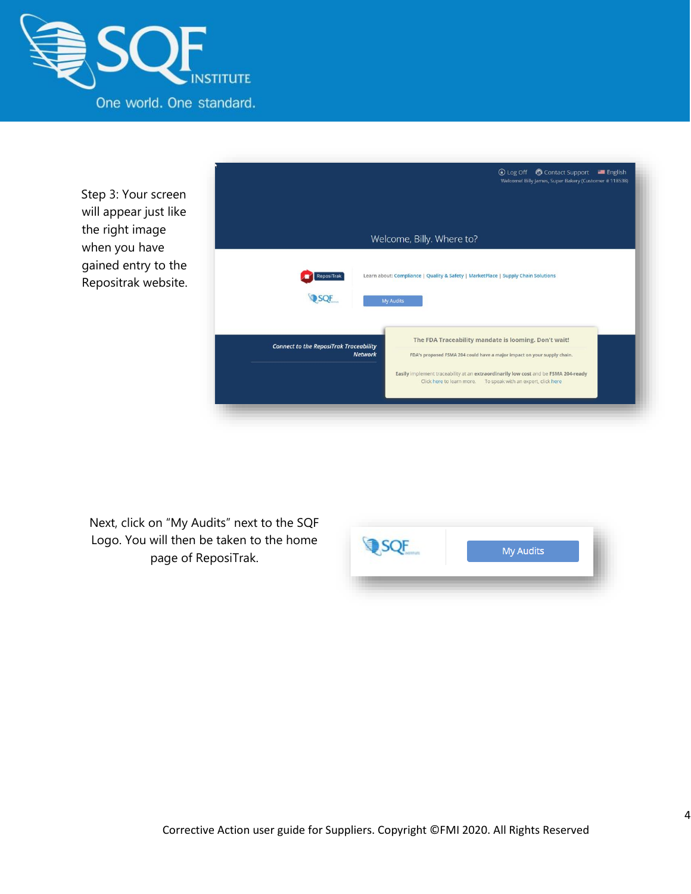Step 3: Your screen will appear just like the right image when you have gained entry to the Repositrak website.

Next, click on "My Audits" next to the SQF Logo. You will then be taken to the home page of ReposiTrak.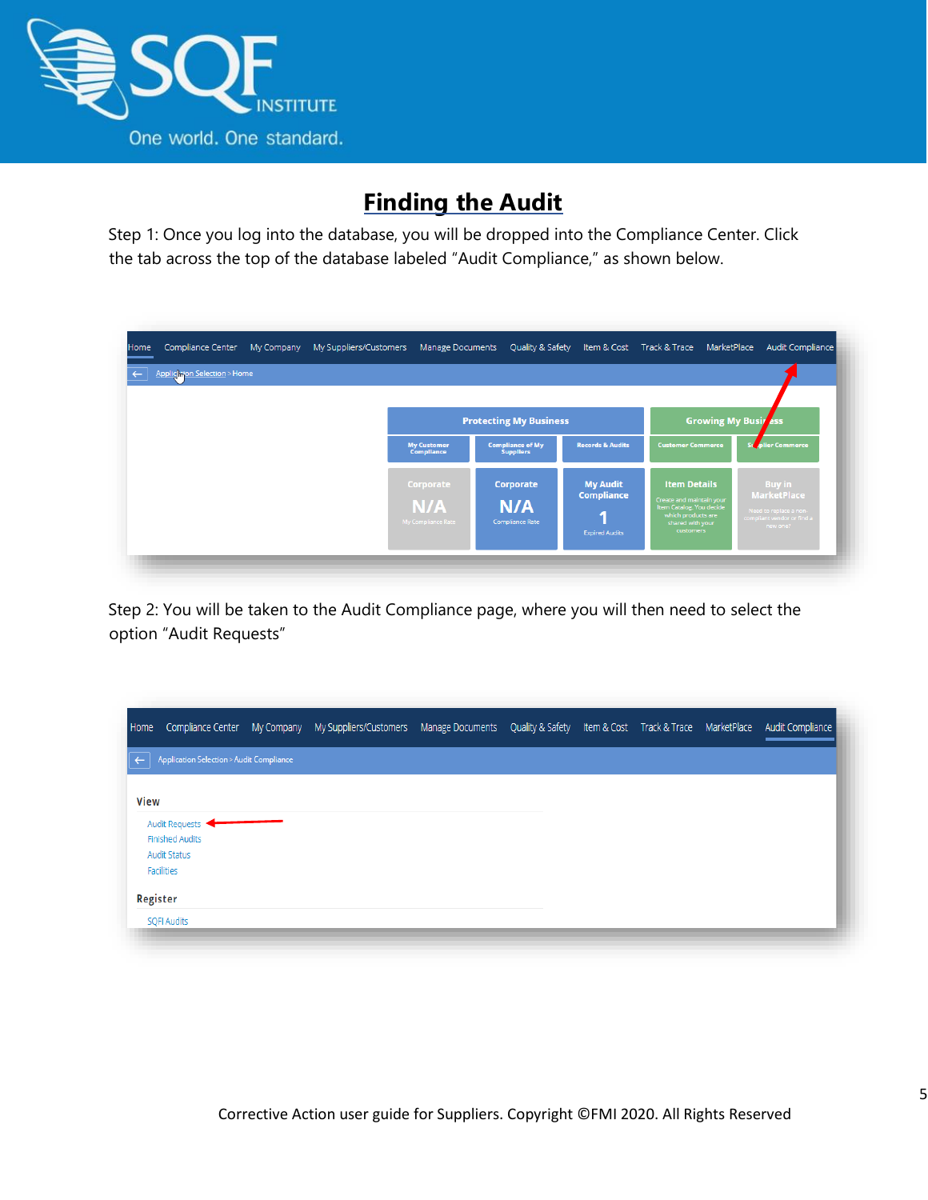# Finding the Audit

Step 1: Once you log into the database, you will be dropped into the Compliance Center. Click the tab across the top of the database labeled "Audit Compliance," as shown below.

Step 2: You will be taken to the Audit Compliance page, where you will then need to select the option "Audit Requests"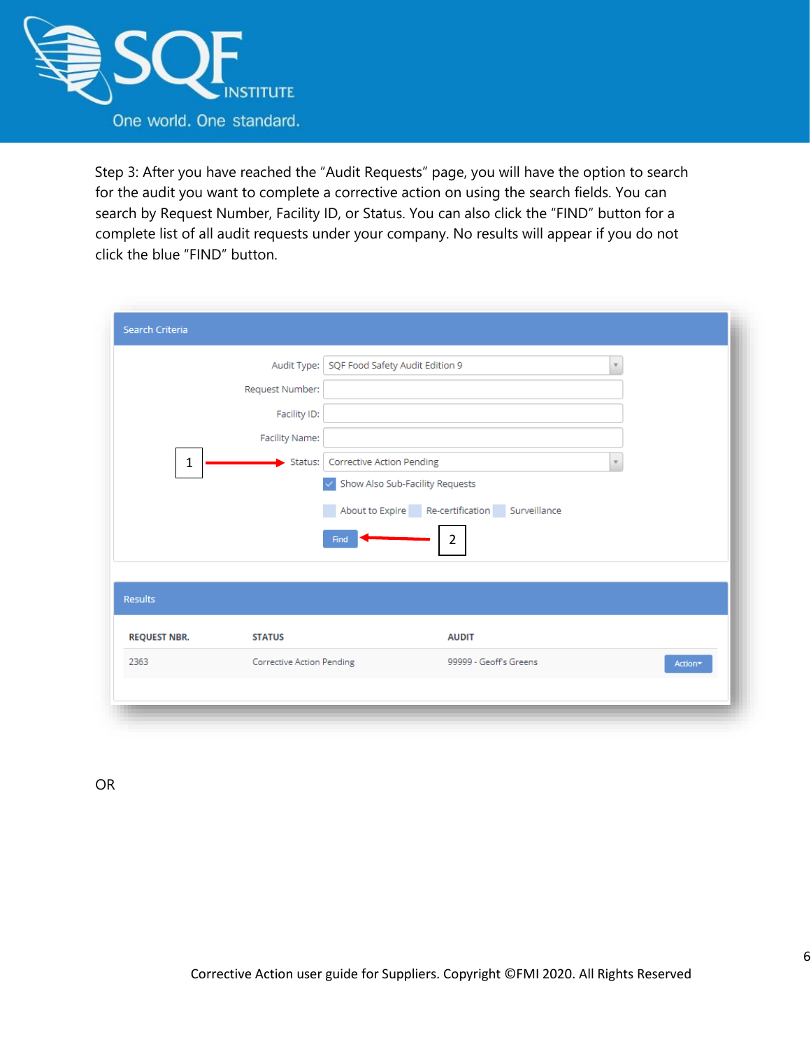Step 3: After you have reached the "Audit Requests" page, you will have the option to search for the audit you want to complete a corrective action on using the search fields. You can search by Request Number, Facility ID, or Status. You can also click the "FIND" button for a complete list of all audit requests under your company. No results will appear if you do not click the blue "FIND" button.

**Search Criteria**

Audit Type: SQF Food Safety Audit Edition 9

Request Number:

Facility ID:

Facility Name:

1 → Status: Corrective Action Pending

☑ Show Also Sub-Facility Requests

☐ About to Expire ☐ Re-certification ☐ Surveillance

Find ← 2

**Results**

| REQUEST NBR. | STATUS | AUDIT | |
|---|---|---|---|
| 2363 | Corrective Action Pending | 99999 - Geoff's Greens | Action▾ |

OR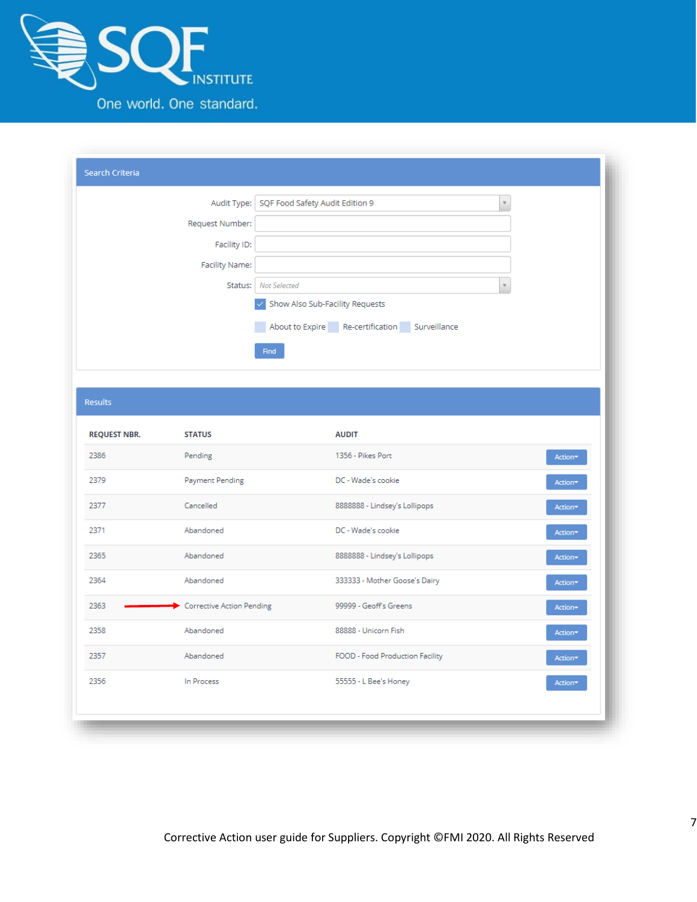SQF INSTITUTE

One world. One standard.

**Search Criteria**

Audit Type: SQF Food Safety Audit Edition 9

Request Number:

Facility ID:

Facility Name:

Status: Not Selected

☑ Show Also Sub-Facility Requests

☐ About to Expire ☐ Re-certification ☐ Surveillance

Find

**Results**

| REQUEST NBR. | STATUS | AUDIT | |
|---|---|---|---|
| 2386 | Pending | 1356 - Pikes Port | Action |
| 2379 | Payment Pending | DC - Wade's cookie | Action |
| 2377 | Cancelled | 8888888 - Lindsey's Lollipops | Action |
| 2371 | Abandoned | DC - Wade's cookie | Action |
| 2365 | Abandoned | 8888888 - Lindsey's Lollipops | Action |
| 2364 | Abandoned | 333333 - Mother Goose's Dairy | Action |
| 2363 | Corrective Action Pending | 99999 - Geoff's Greens | Action |
| 2358 | Abandoned | 88888 - Unicorn Fish | Action |
| 2357 | Abandoned | FOOD - Food Production Facility | Action |
| 2356 | In Process | 55555 - L Bee's Honey | Action |

Corrective Action user guide for Suppliers. Copyright ©FMI 2020. All Rights Reserved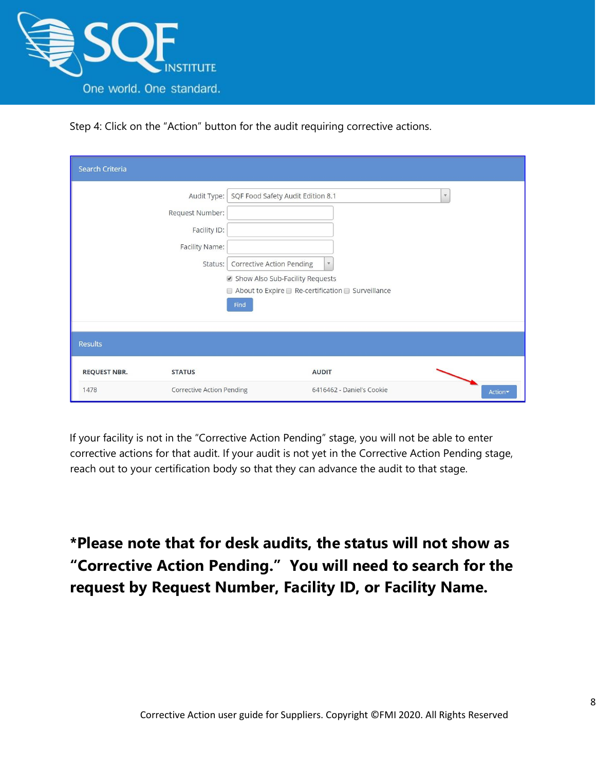Step 4: Click on the "Action" button for the audit requiring corrective actions.

**Search Criteria**

Audit Type: SQF Food Safety Audit Edition 8.1

Request Number:

Facility ID:

Facility Name:

Status: Corrective Action Pending

☑ Show Also Sub-Facility Requests

☐ About to Expire ☐ Re-certification ☐ Surveillance

Find

**Results**

| REQUEST NBR. | STATUS | AUDIT | |
|---|---|---|---|
| 1478 | Corrective Action Pending | 6416462 - Daniel's Cookie | Action |

If your facility is not in the "Corrective Action Pending" stage, you will not be able to enter corrective actions for that audit. If your audit is not yet in the Corrective Action Pending stage, reach out to your certification body so that they can advance the audit to that stage.

**\*Please note that for desk audits, the status will not show as "Corrective Action Pending." You will need to search for the request by Request Number, Facility ID, or Facility Name.**

Corrective Action user guide for Suppliers. Copyright ©FMI 2020. All Rights Reserved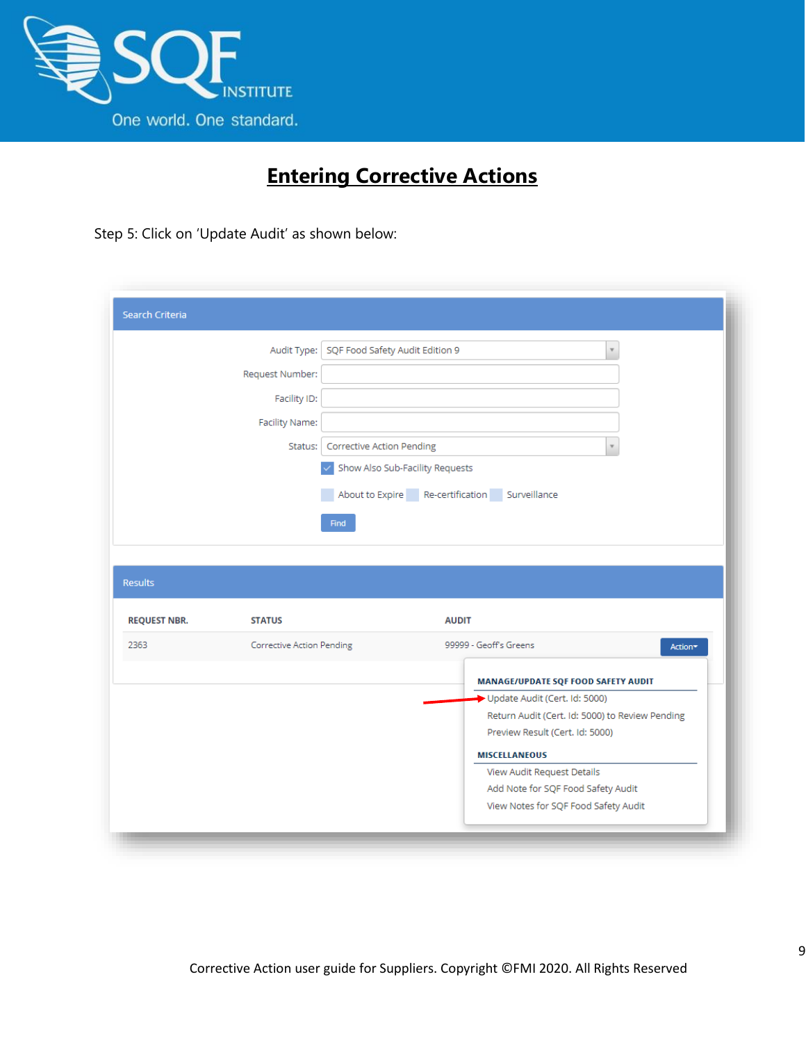# Entering Corrective Actions

Step 5: Click on 'Update Audit' as shown below:

Search Criteria

Audit Type: SQF Food Safety Audit Edition 9

Request Number:

Facility ID:

Facility Name:

Status: Corrective Action Pending

Show Also Sub-Facility Requests

About to Expire Re-certification Surveillance

Find

Results

| REQUEST NBR. | STATUS | AUDIT | |
|---|---|---|---|
| 2363 | Corrective Action Pending | 99999 - Geoff's Greens | Action |

MANAGE/UPDATE SQF FOOD SAFETY AUDIT

- Update Audit (Cert. Id: 5000)
- Return Audit (Cert. Id: 5000) to Review Pending
- Preview Result (Cert. Id: 5000)

MISCELLANEOUS

- View Audit Request Details
- Add Note for SQF Food Safety Audit
- View Notes for SQF Food Safety Audit

Corrective Action user guide for Suppliers. Copyright ©FMI 2020. All Rights Reserved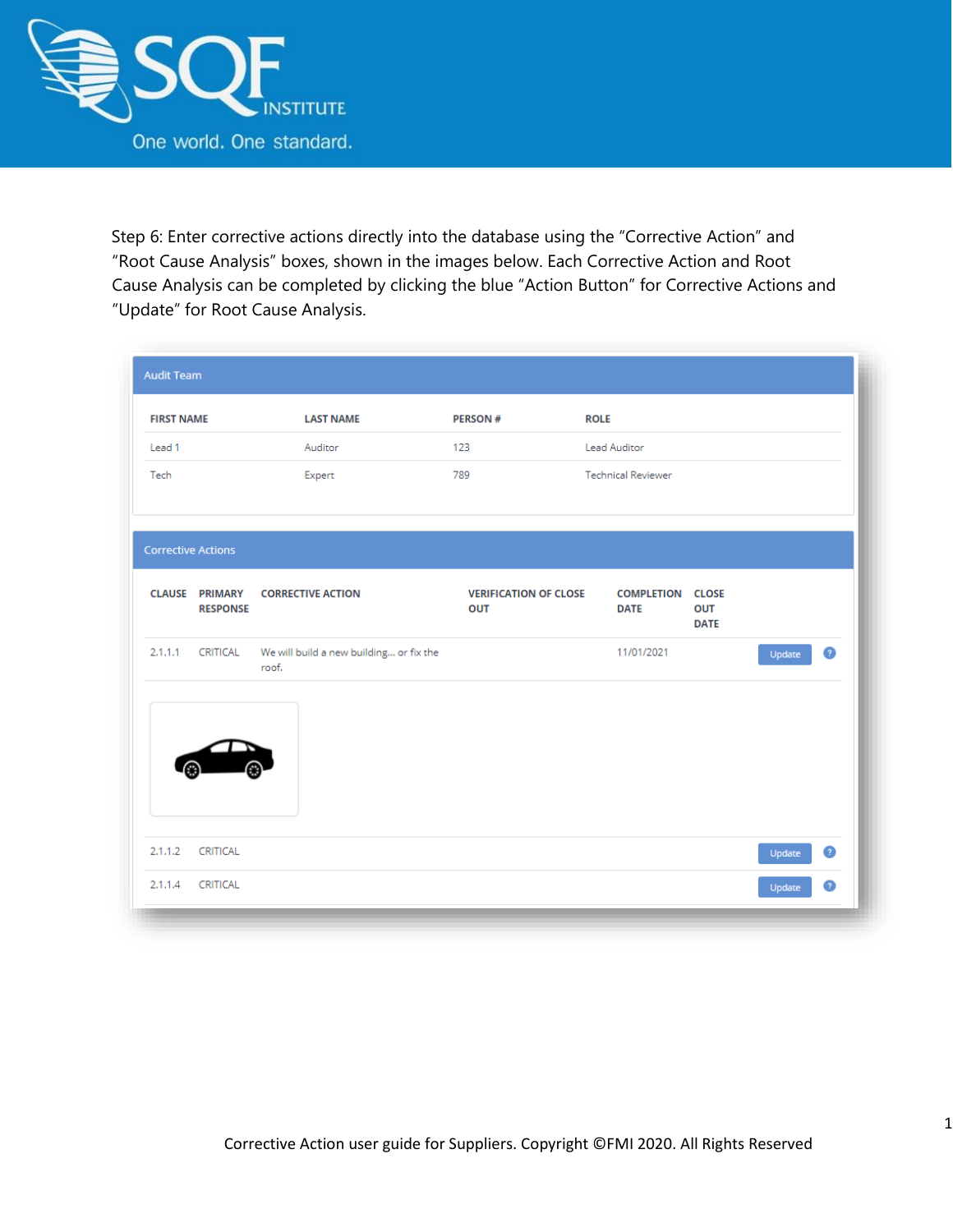Step 6: Enter corrective actions directly into the database using the "Corrective Action" and "Root Cause Analysis" boxes, shown in the images below. Each Corrective Action and Root Cause Analysis can be completed by clicking the blue "Action Button" for Corrective Actions and "Update" for Root Cause Analysis.

**Audit Team**

| FIRST NAME | LAST NAME | PERSON # | ROLE |
|---|---|---|---|
| Lead 1 | Auditor | 123 | Lead Auditor |
| Tech | Expert | 789 | Technical Reviewer |

**Corrective Actions**

| CLAUSE | PRIMARY RESPONSE | CORRECTIVE ACTION | VERIFICATION OF CLOSE OUT | COMPLETION DATE | CLOSE OUT DATE | | |
|---|---|---|---|---|---|---|---|
| 2.1.1.1 | CRITICAL | We will build a new building... or fix the roof. | | 11/01/2021 | | Update | ? |
| 2.1.1.2 | CRITICAL | | | | | Update | ? |
| 2.1.1.4 | CRITICAL | | | | | Update | ? |

Corrective Action user guide for Suppliers. Copyright ©FMI 2020. All Rights Reserved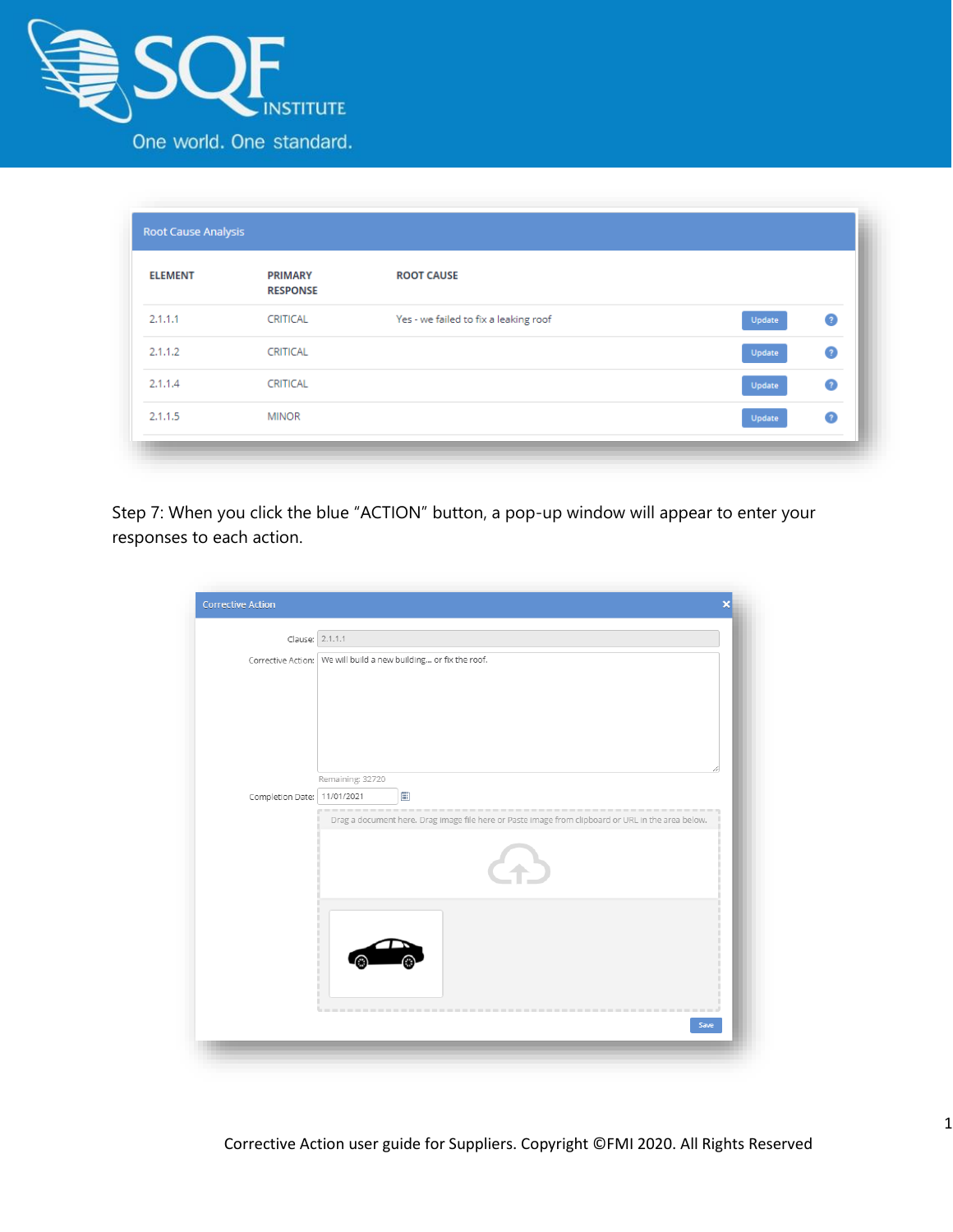Root Cause Analysis

| ELEMENT | PRIMARY RESPONSE | ROOT CAUSE | | |
|---|---|---|---|---|
| 2.1.1.1 | CRITICAL | Yes - we failed to fix a leaking roof | Update | ? |
| 2.1.1.2 | CRITICAL | | Update | ? |
| 2.1.1.4 | CRITICAL | | Update | ? |
| 2.1.1.5 | MINOR | | Update | ? |

Step 7: When you click the blue "ACTION" button, a pop-up window will appear to enter your responses to each action.

Corrective Action

Clause: 2.1.1.1

Corrective Action: We will build a new building... or fix the roof.

Remaining: 32720

Completion Date: 11/01/2021

Drag a document here. Drag image file here or Paste image from clipboard or URL in the area below.

Save

Corrective Action user guide for Suppliers. Copyright ©FMI 2020. All Rights Reserved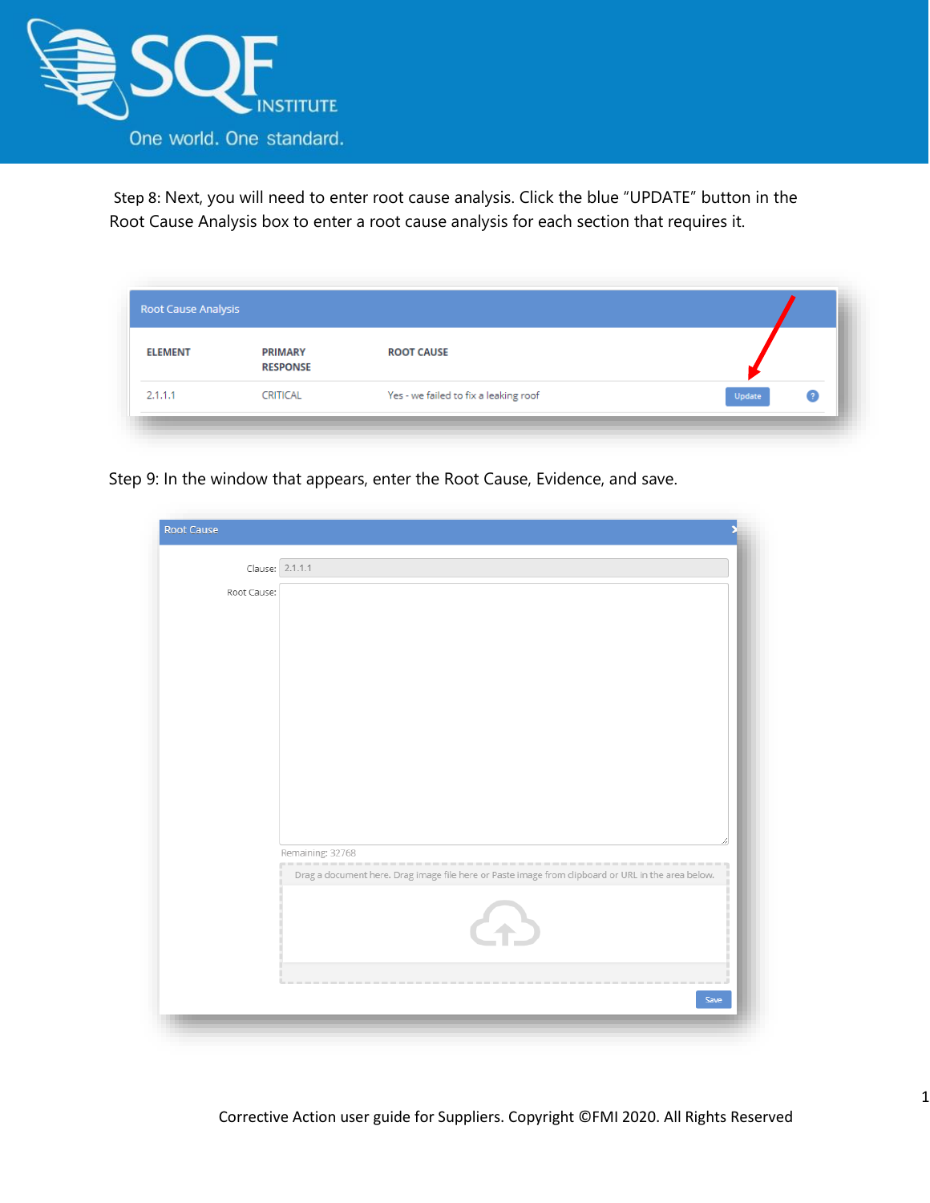Step 8: Next, you will need to enter root cause analysis. Click the blue "UPDATE" button in the Root Cause Analysis box to enter a root cause analysis for each section that requires it.

Root Cause Analysis

| ELEMENT | PRIMARY RESPONSE | ROOT CAUSE | | |
|---|---|---|---|---|
| 2.1.1.1 | CRITICAL | Yes - we failed to fix a leaking roof | Update | ? |

Step 9: In the window that appears, enter the Root Cause, Evidence, and save.

Root Cause

Clause: 2.1.1.1

Root Cause:

Remaining: 32768

Drag a document here. Drag image file here or Paste image from clipboard or URL in the area below.

Save

Corrective Action user guide for Suppliers. Copyright ©FMI 2020. All Rights Reserved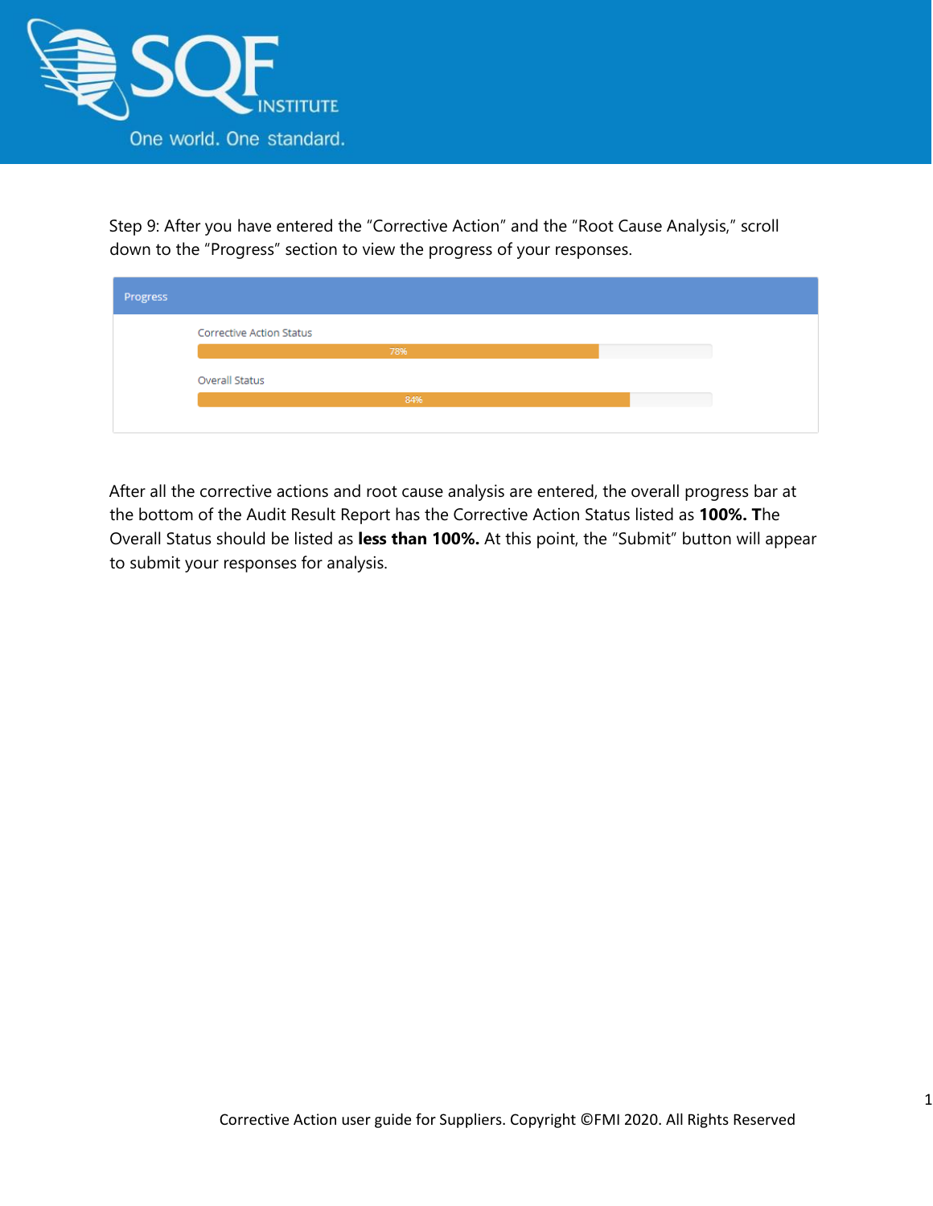Step 9: After you have entered the "Corrective Action" and the "Root Cause Analysis," scroll down to the "Progress" section to view the progress of your responses.

Progress

Corrective Action Status

78%

Overall Status

84%

After all the corrective actions and root cause analysis are entered, the overall progress bar at the bottom of the Audit Result Report has the Corrective Action Status listed as **100%. T**he Overall Status should be listed as **less than 100%.** At this point, the "Submit" button will appear to submit your responses for analysis.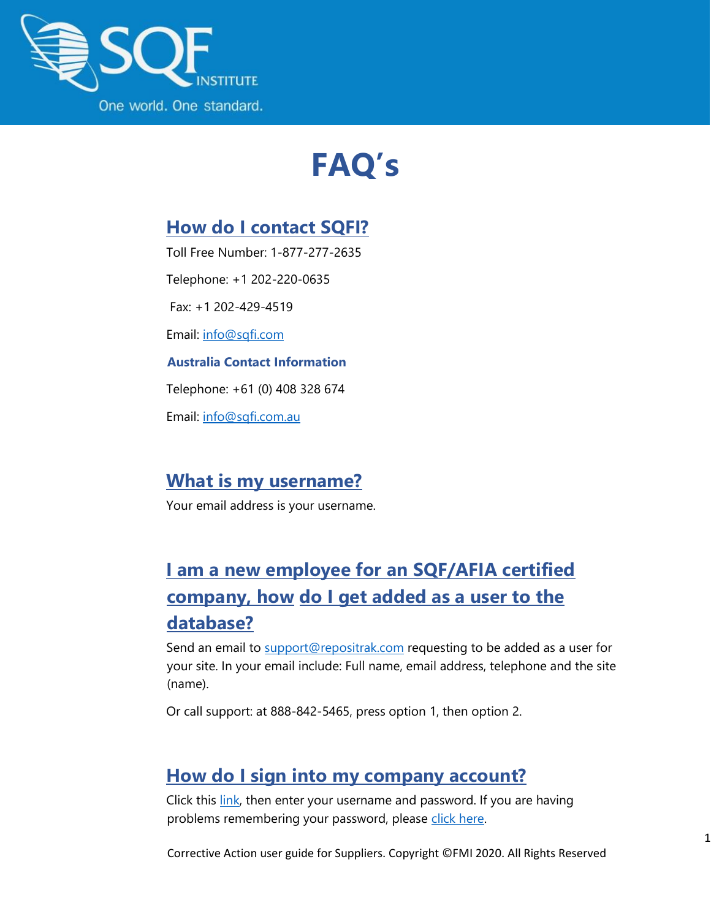# FAQ's

## How do I contact SQFI?

Toll Free Number: 1-877-277-2635

Telephone: +1 202-220-0635

Fax: +1 202-429-4519

Email: info@sqfi.com

**Australia Contact Information**

Telephone: +61 (0) 408 328 674

Email: info@sqfi.com.au

## What is my username?

Your email address is your username.

## I am a new employee for an SQF/AFIA certified company, how do I get added as a user to the database?

Send an email to support@repositrak.com requesting to be added as a user for your site. In your email include: Full name, email address, telephone and the site (name).

Or call support: at 888-842-5465, press option 1, then option 2.

## How do I sign into my company account?

Click this link, then enter your username and password. If you are having problems remembering your password, please click here.